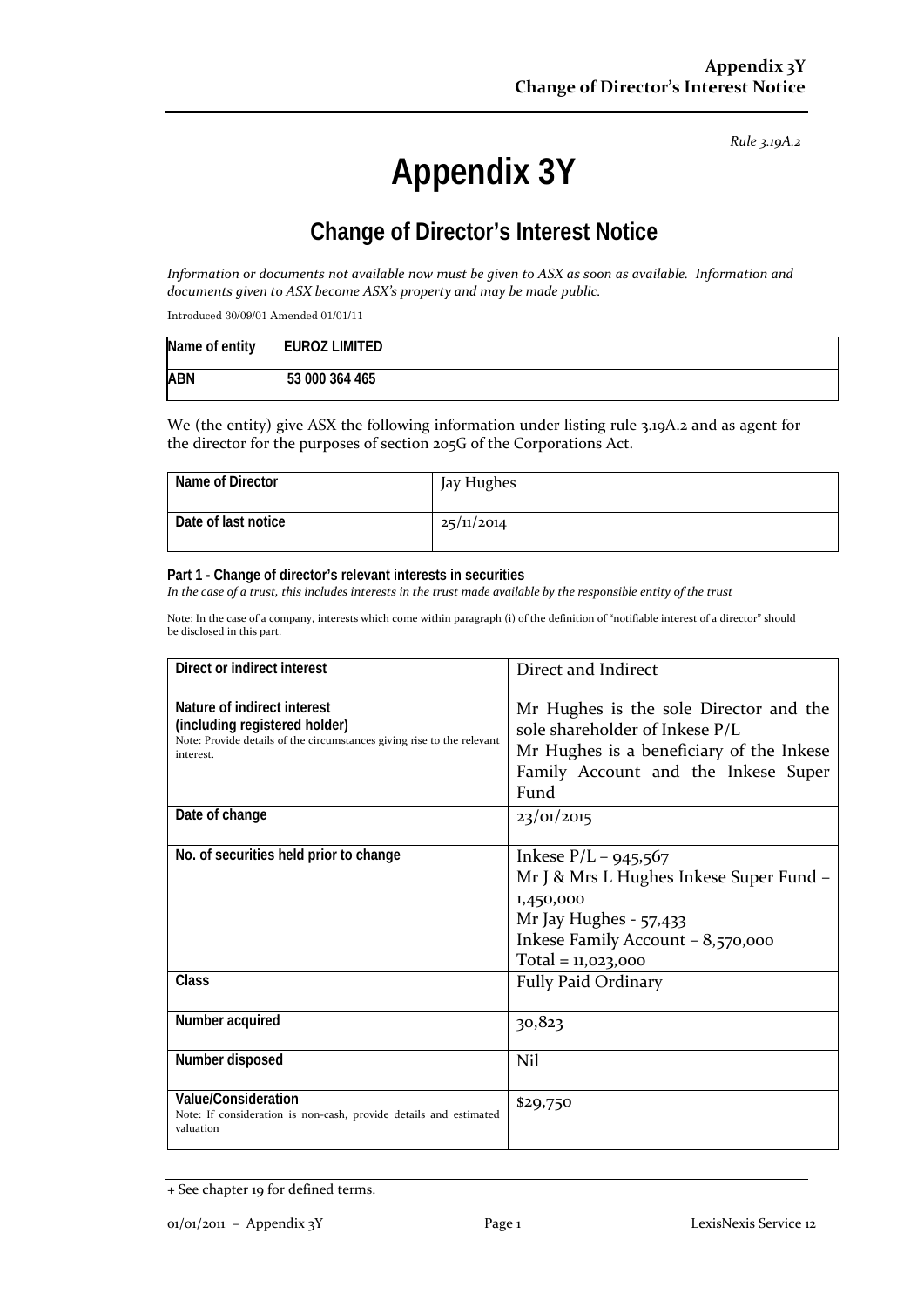*Rule 3.19A.2*

# Appendix 3Y

## Change of Director's Interest Notice

*Information or documents not available now must be given to ASX as soon as available. Information and documents given to ASX become ASX's property and may be made public.*

Introduced 30/09/01 Amended 01/01/11

| Name of entity | EUROZ LIMITED |
|---|---|
| ABN | 53 000 364 465 |

We (the entity) give ASX the following information under listing rule 3.19A.2 and as agent for the director for the purposes of section 205G of the Corporations Act.

| Name of Director | Jay Hughes |
|---|---|
| Date of last notice | 25/11/2014 |

**Part 1 - Change of director's relevant interests in securities**

*In the case of a trust, this includes interests in the trust made available by the responsible entity of the trust*

Note: In the case of a company, interests which come within paragraph (i) of the definition of "notifiable interest of a director" should be disclosed in this part.

| Direct or indirect interest | Direct and Indirect |
|---|---|
| **Nature of indirect interest (including registered holder)**<br>Note: Provide details of the circumstances giving rise to the relevant interest. | Mr Hughes is the sole Director and the sole shareholder of Inkese P/L<br>Mr Hughes is a beneficiary of the Inkese Family Account and the Inkese Super Fund |
| Date of change | 23/01/2015 |
| No. of securities held prior to change | Inkese P/L – 945,567<br>Mr J & Mrs L Hughes Inkese Super Fund – 1,450,000<br>Mr Jay Hughes - 57,433<br>Inkese Family Account – 8,570,000<br>Total = 11,023,000 |
| Class | Fully Paid Ordinary |
| Number acquired | 30,823 |
| Number disposed | Nil |
| **Value/Consideration**<br>Note: If consideration is non-cash, provide details and estimated valuation | $29,750 |

+ See chapter 19 for defined terms.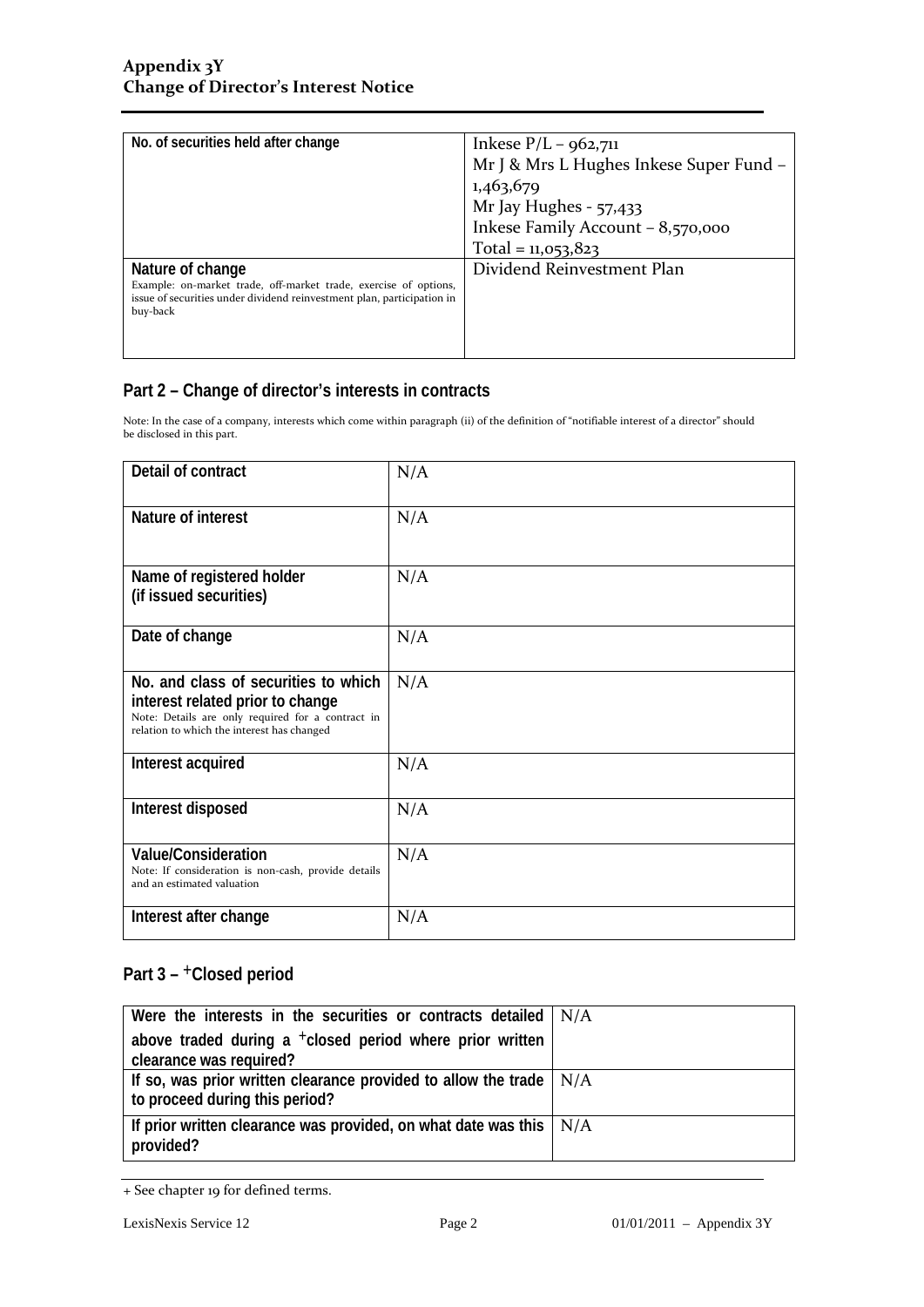| No. of securities held after change | Inkese P/L – 962,711<br>Mr J & Mrs L Hughes Inkese Super Fund – 1,463,679<br>Mr Jay Hughes - 57,433<br>Inkese Family Account – 8,570,000<br>Total = 11,053,823 |
|---|---|
| **Nature of change**<br>Example: on-market trade, off-market trade, exercise of options, issue of securities under dividend reinvestment plan, participation in buy-back | Dividend Reinvestment Plan |

## Part 2 – Change of director's interests in contracts

Note: In the case of a company, interests which come within paragraph (ii) of the definition of "notifiable interest of a director" should be disclosed in this part.

| Detail of contract | N/A |
|---|---|
| **Nature of interest** | N/A |
| **Name of registered holder (if issued securities)** | N/A |
| **Date of change** | N/A |
| **No. and class of securities to which interest related prior to change**<br>Note: Details are only required for a contract in relation to which the interest has changed | N/A |
| **Interest acquired** | N/A |
| **Interest disposed** | N/A |
| **Value/Consideration**<br>Note: If consideration is non-cash, provide details and an estimated valuation | N/A |
| **Interest after change** | N/A |

## Part 3 – +Closed period

| Were the interests in the securities or contracts detailed above traded during a +closed period where prior written clearance was required? | N/A |
|---|---|
| **If so, was prior written clearance provided to allow the trade to proceed during this period?** | N/A |
| **If prior written clearance was provided, on what date was this provided?** | N/A |

+ See chapter 19 for defined terms.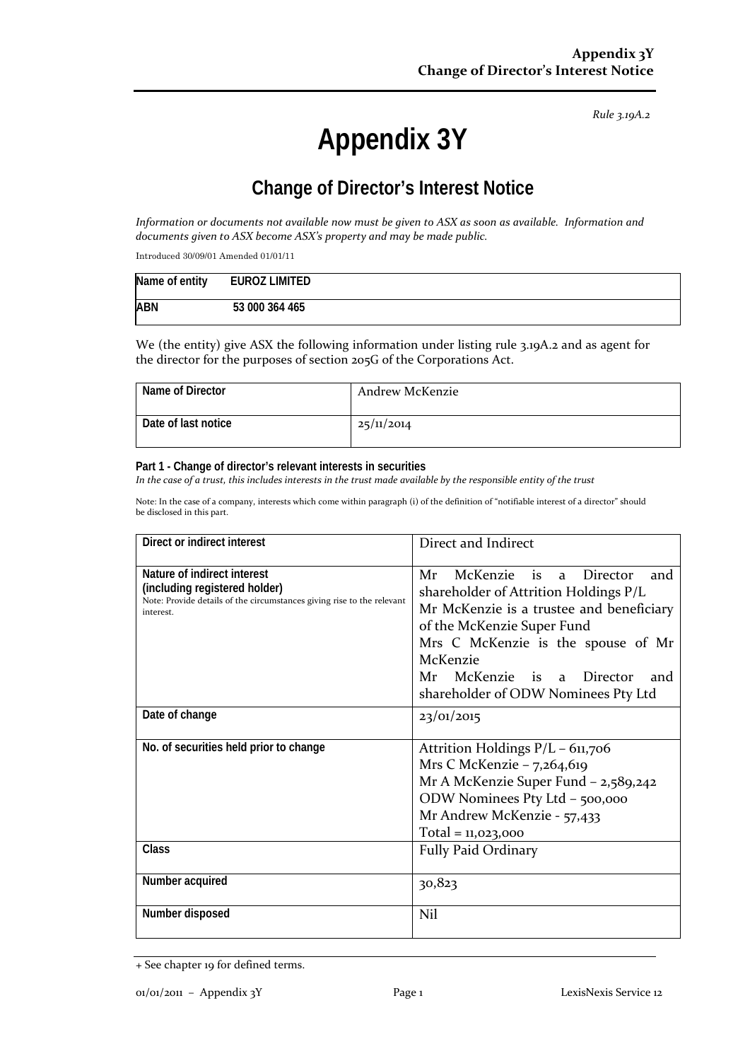*Rule 3.19A.2*

# Appendix 3Y

## Change of Director's Interest Notice

*Information or documents not available now must be given to ASX as soon as available. Information and documents given to ASX become ASX's property and may be made public.*

Introduced 30/09/01 Amended 01/01/11

| Name of entity | EUROZ LIMITED |
|---|---|
| ABN | 53 000 364 465 |

We (the entity) give ASX the following information under listing rule 3.19A.2 and as agent for the director for the purposes of section 205G of the Corporations Act.

| Name of Director | Andrew McKenzie |
|---|---|
| Date of last notice | 25/11/2014 |

**Part 1 - Change of director's relevant interests in securities**

*In the case of a trust, this includes interests in the trust made available by the responsible entity of the trust*

Note: In the case of a company, interests which come within paragraph (i) of the definition of "notifiable interest of a director" should be disclosed in this part.

| Direct or indirect interest | Direct and Indirect |
|---|---|
| **Nature of indirect interest (including registered holder)**<br>Note: Provide details of the circumstances giving rise to the relevant interest. | Mr McKenzie is a Director and shareholder of Attrition Holdings P/L<br>Mr McKenzie is a trustee and beneficiary of the McKenzie Super Fund<br>Mrs C McKenzie is the spouse of Mr McKenzie<br>Mr McKenzie is a Director and shareholder of ODW Nominees Pty Ltd |
| Date of change | 23/01/2015 |
| No. of securities held prior to change | Attrition Holdings P/L – 611,706<br>Mrs C McKenzie – 7,264,619<br>Mr A McKenzie Super Fund – 2,589,242<br>ODW Nominees Pty Ltd – 500,000<br>Mr Andrew McKenzie - 57,433<br>Total = 11,023,000 |
| Class | Fully Paid Ordinary |
| Number acquired | 30,823 |
| Number disposed | Nil |

+ See chapter 19 for defined terms.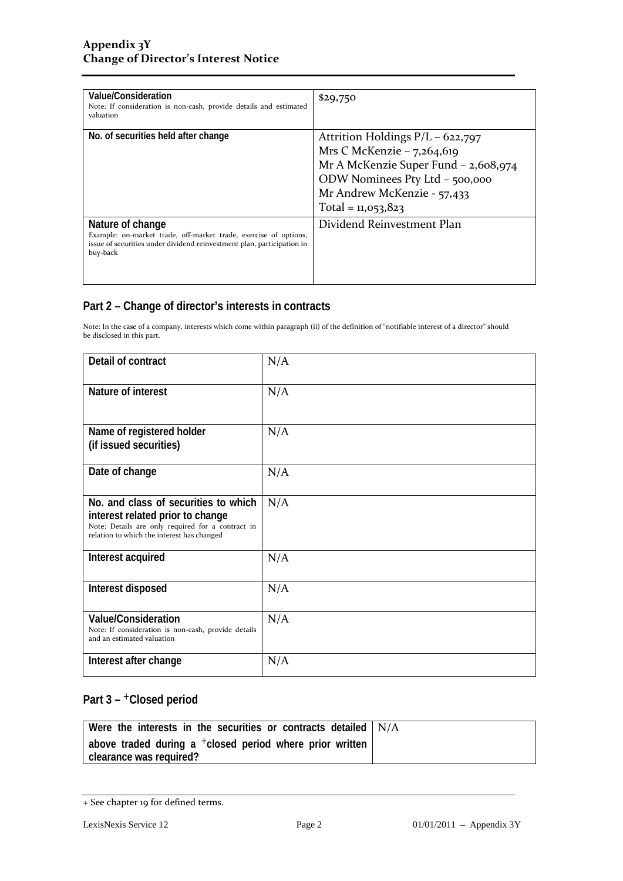| | |
|---|---|
| **Value/Consideration**<br>Note: If consideration is non-cash, provide details and estimated valuation | $29,750 |
| **No. of securities held after change** | Attrition Holdings P/L – 622,797<br>Mrs C McKenzie – 7,264,619<br>Mr A McKenzie Super Fund – 2,608,974<br>ODW Nominees Pty Ltd – 500,000<br>Mr Andrew McKenzie - 57,433<br>Total = 11,053,823 |
| **Nature of change**<br>Example: on-market trade, off-market trade, exercise of options, issue of securities under dividend reinvestment plan, participation in buy-back | Dividend Reinvestment Plan |

## Part 2 – Change of director's interests in contracts

Note: In the case of a company, interests which come within paragraph (ii) of the definition of "notifiable interest of a director" should be disclosed in this part.

| | |
|---|---|
| **Detail of contract** | N/A |
| **Nature of interest** | N/A |
| **Name of registered holder (if issued securities)** | N/A |
| **Date of change** | N/A |
| **No. and class of securities to which interest related prior to change**<br>Note: Details are only required for a contract in relation to which the interest has changed | N/A |
| **Interest acquired** | N/A |
| **Interest disposed** | N/A |
| **Value/Consideration**<br>Note: If consideration is non-cash, provide details and an estimated valuation | N/A |
| **Interest after change** | N/A |

## Part 3 – +Closed period

| | |
|---|---|
| **Were the interests in the securities or contracts detailed above traded during a +closed period where prior written clearance was required?** | N/A |

+ See chapter 19 for defined terms.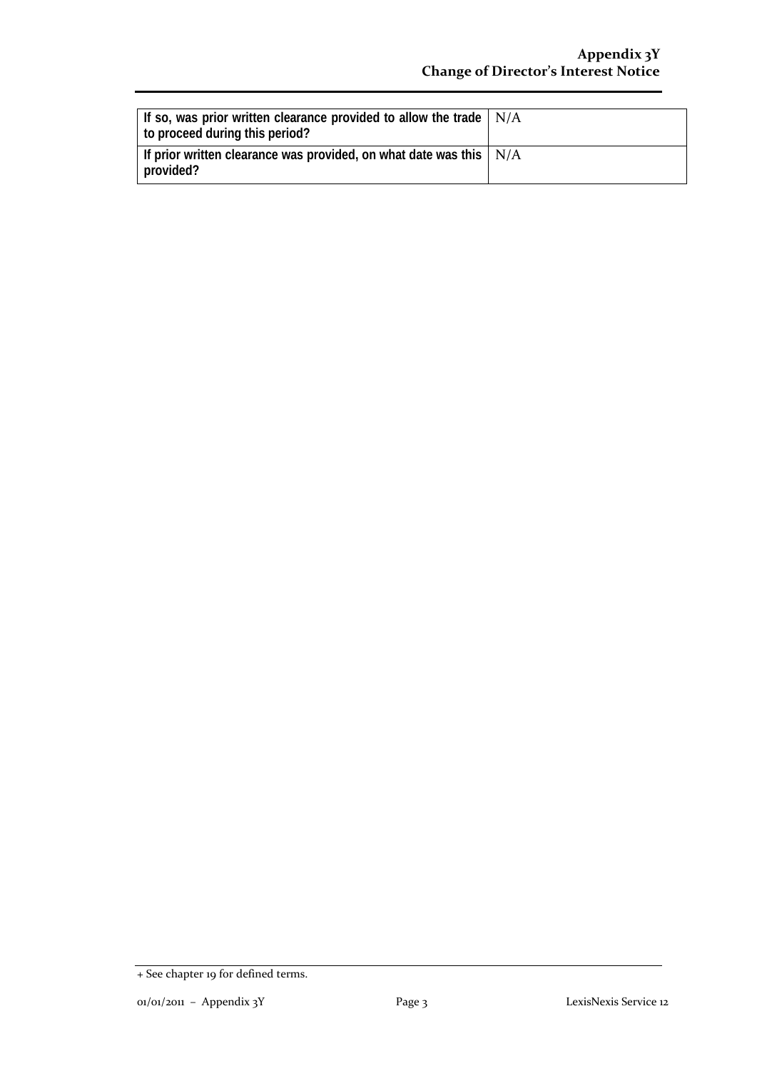| | |
|---|---|
| **If so, was prior written clearance provided to allow the trade to proceed during this period?** | N/A |
| **If prior written clearance was provided, on what date was this provided?** | N/A |

+ See chapter 19 for defined terms.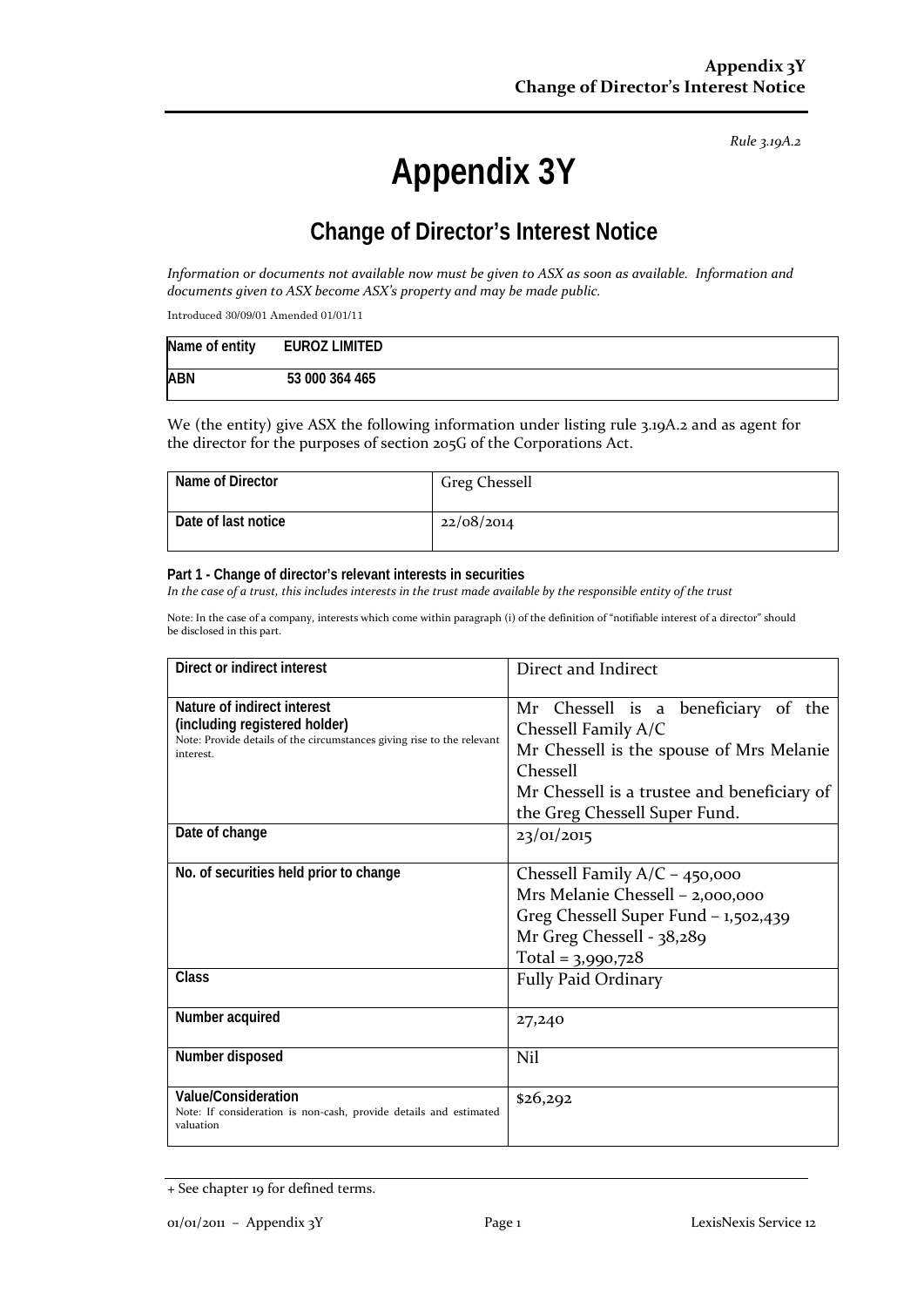*Rule 3.19A.2*

# Appendix 3Y

## Change of Director's Interest Notice

*Information or documents not available now must be given to ASX as soon as available. Information and documents given to ASX become ASX's property and may be made public.*

Introduced 30/09/01 Amended 01/01/11

| Name of entity | EUROZ LIMITED |
|---|---|
| ABN | 53 000 364 465 |

We (the entity) give ASX the following information under listing rule 3.19A.2 and as agent for the director for the purposes of section 205G of the Corporations Act.

| Name of Director | Greg Chessell |
|---|---|
| Date of last notice | 22/08/2014 |

**Part 1 - Change of director's relevant interests in securities**

*In the case of a trust, this includes interests in the trust made available by the responsible entity of the trust*

Note: In the case of a company, interests which come within paragraph (i) of the definition of "notifiable interest of a director" should be disclosed in this part.

| Direct or indirect interest | Direct and Indirect |
|---|---|
| **Nature of indirect interest (including registered holder)**<br>Note: Provide details of the circumstances giving rise to the relevant interest. | Mr Chessell is a beneficiary of the Chessell Family A/C<br>Mr Chessell is the spouse of Mrs Melanie Chessell<br>Mr Chessell is a trustee and beneficiary of the Greg Chessell Super Fund. |
| **Date of change** | 23/01/2015 |
| **No. of securities held prior to change** | Chessell Family A/C – 450,000<br>Mrs Melanie Chessell – 2,000,000<br>Greg Chessell Super Fund – 1,502,439<br>Mr Greg Chessell - 38,289<br>Total = 3,990,728 |
| **Class** | Fully Paid Ordinary |
| **Number acquired** | 27,240 |
| **Number disposed** | Nil |
| **Value/Consideration**<br>Note: If consideration is non-cash, provide details and estimated valuation | $26,292 |

+ See chapter 19 for defined terms.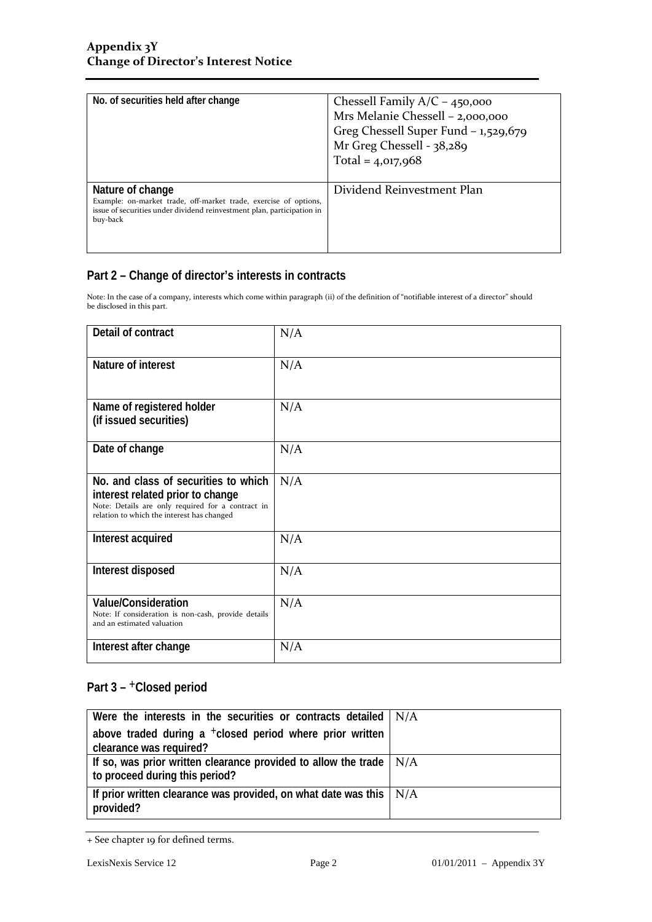| No. of securities held after change | Chessell Family A/C – 450,000<br>Mrs Melanie Chessell – 2,000,000<br>Greg Chessell Super Fund – 1,529,679<br>Mr Greg Chessell - 38,289<br>Total = 4,017,968 |
|---|---|
| **Nature of change**<br>Example: on-market trade, off-market trade, exercise of options, issue of securities under dividend reinvestment plan, participation in buy-back | Dividend Reinvestment Plan |

## Part 2 – Change of director's interests in contracts

Note: In the case of a company, interests which come within paragraph (ii) of the definition of "notifiable interest of a director" should be disclosed in this part.

| Detail of contract | N/A |
|---|---|
| **Nature of interest** | N/A |
| **Name of registered holder (if issued securities)** | N/A |
| **Date of change** | N/A |
| **No. and class of securities to which interest related prior to change**<br>Note: Details are only required for a contract in relation to which the interest has changed | N/A |
| **Interest acquired** | N/A |
| **Interest disposed** | N/A |
| **Value/Consideration**<br>Note: If consideration is non-cash, provide details and an estimated valuation | N/A |
| **Interest after change** | N/A |

## Part 3 – +Closed period

| Were the interests in the securities or contracts detailed above traded during a +closed period where prior written clearance was required? | N/A |
|---|---|
| **If so, was prior written clearance provided to allow the trade to proceed during this period?** | N/A |
| **If prior written clearance was provided, on what date was this provided?** | N/A |

+ See chapter 19 for defined terms.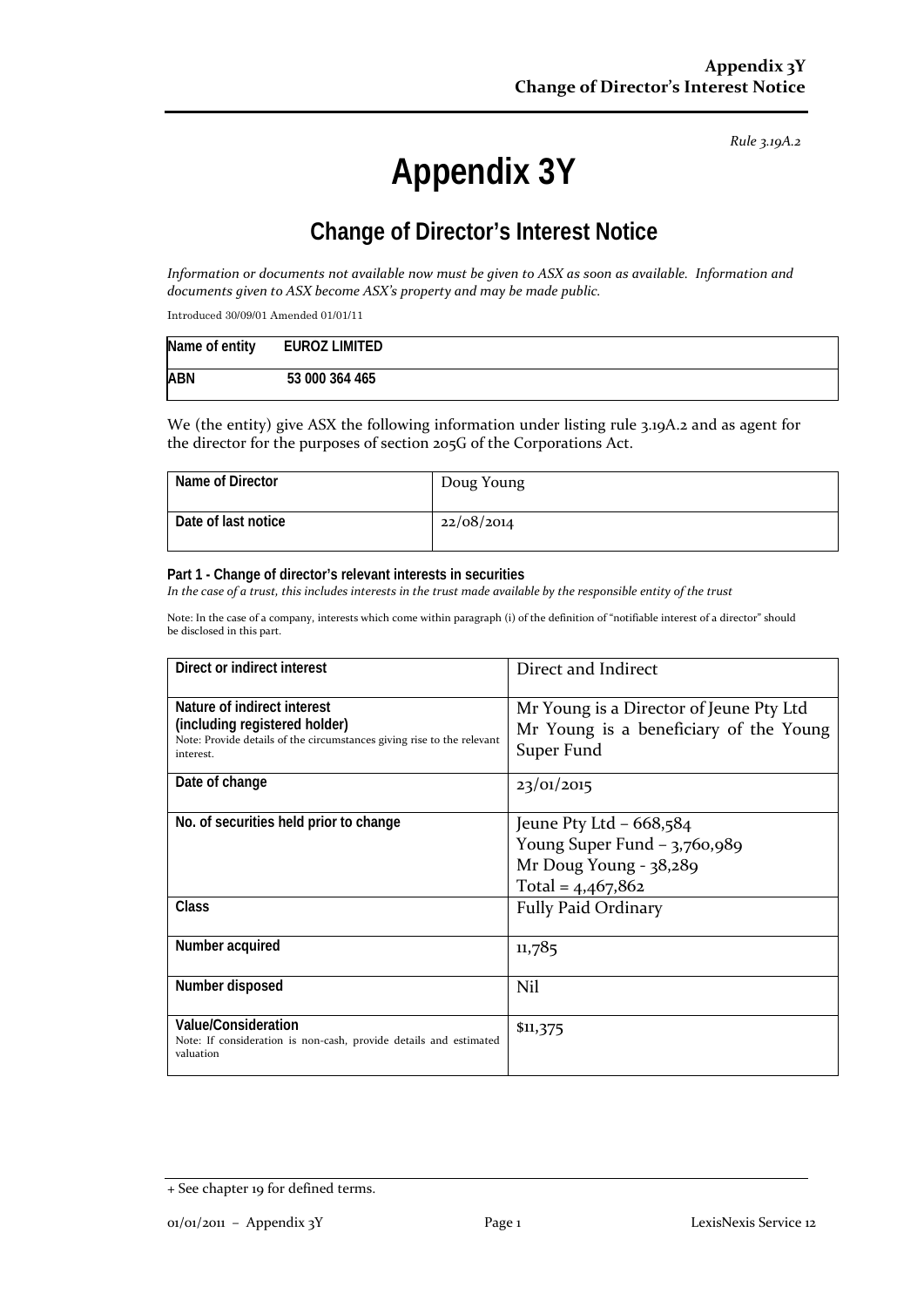*Rule 3.19A.2*

# Appendix 3Y

## Change of Director's Interest Notice

*Information or documents not available now must be given to ASX as soon as available. Information and documents given to ASX become ASX's property and may be made public.*

Introduced 30/09/01 Amended 01/01/11

| Name of entity | EUROZ LIMITED |
|---|---|
| ABN | 53 000 364 465 |

We (the entity) give ASX the following information under listing rule 3.19A.2 and as agent for the director for the purposes of section 205G of the Corporations Act.

| Name of Director | Doug Young |
|---|---|
| Date of last notice | 22/08/2014 |

**Part 1 - Change of director's relevant interests in securities**

*In the case of a trust, this includes interests in the trust made available by the responsible entity of the trust*

Note: In the case of a company, interests which come within paragraph (i) of the definition of "notifiable interest of a director" should be disclosed in this part.

| Direct or indirect interest | Direct and Indirect |
|---|---|
| **Nature of indirect interest (including registered holder)**<br>Note: Provide details of the circumstances giving rise to the relevant interest. | Mr Young is a Director of Jeune Pty Ltd<br>Mr Young is a beneficiary of the Young Super Fund |
| **Date of change** | 23/01/2015 |
| **No. of securities held prior to change** | Jeune Pty Ltd – 668,584<br>Young Super Fund – 3,760,989<br>Mr Doug Young - 38,289<br>Total = 4,467,862 |
| **Class** | Fully Paid Ordinary |
| **Number acquired** | 11,785 |
| **Number disposed** | Nil |
| **Value/Consideration**<br>Note: If consideration is non-cash, provide details and estimated valuation | $11,375 |

+ See chapter 19 for defined terms.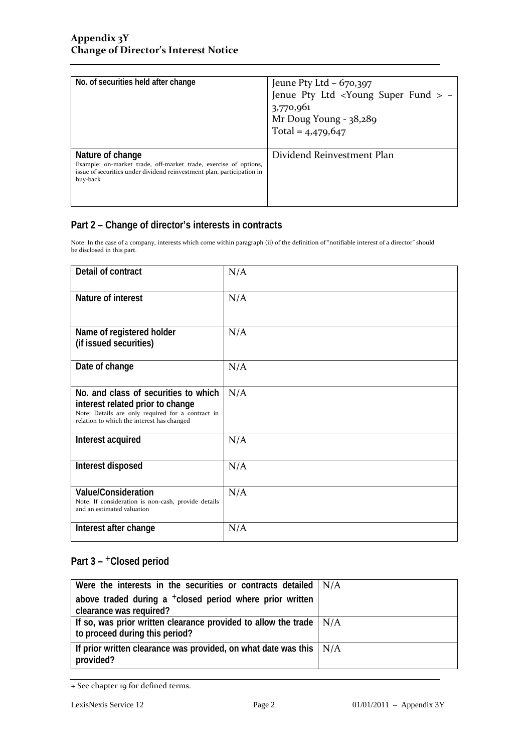| | |
|---|---|
| **No. of securities held after change** | Jeune Pty Ltd – 670,397<br>Jenue Pty Ltd <Young Super Fund > – 3,770,961<br>Mr Doug Young - 38,289<br>Total = 4,479,647 |
| **Nature of change**<br>Example: on-market trade, off-market trade, exercise of options, issue of securities under dividend reinvestment plan, participation in buy-back | Dividend Reinvestment Plan |

## Part 2 – Change of director's interests in contracts

Note: In the case of a company, interests which come within paragraph (ii) of the definition of "notifiable interest of a director" should be disclosed in this part.

| | |
|---|---|
| **Detail of contract** | N/A |
| **Nature of interest** | N/A |
| **Name of registered holder (if issued securities)** | N/A |
| **Date of change** | N/A |
| **No. and class of securities to which interest related prior to change**<br>Note: Details are only required for a contract in relation to which the interest has changed | N/A |
| **Interest acquired** | N/A |
| **Interest disposed** | N/A |
| **Value/Consideration**<br>Note: If consideration is non-cash, provide details and an estimated valuation | N/A |
| **Interest after change** | N/A |

## Part 3 – +Closed period

| | |
|---|---|
| **Were the interests in the securities or contracts detailed above traded during a +closed period where prior written clearance was required?** | N/A |
| **If so, was prior written clearance provided to allow the trade to proceed during this period?** | N/A |
| **If prior written clearance was provided, on what date was this provided?** | N/A |

+ See chapter 19 for defined terms.